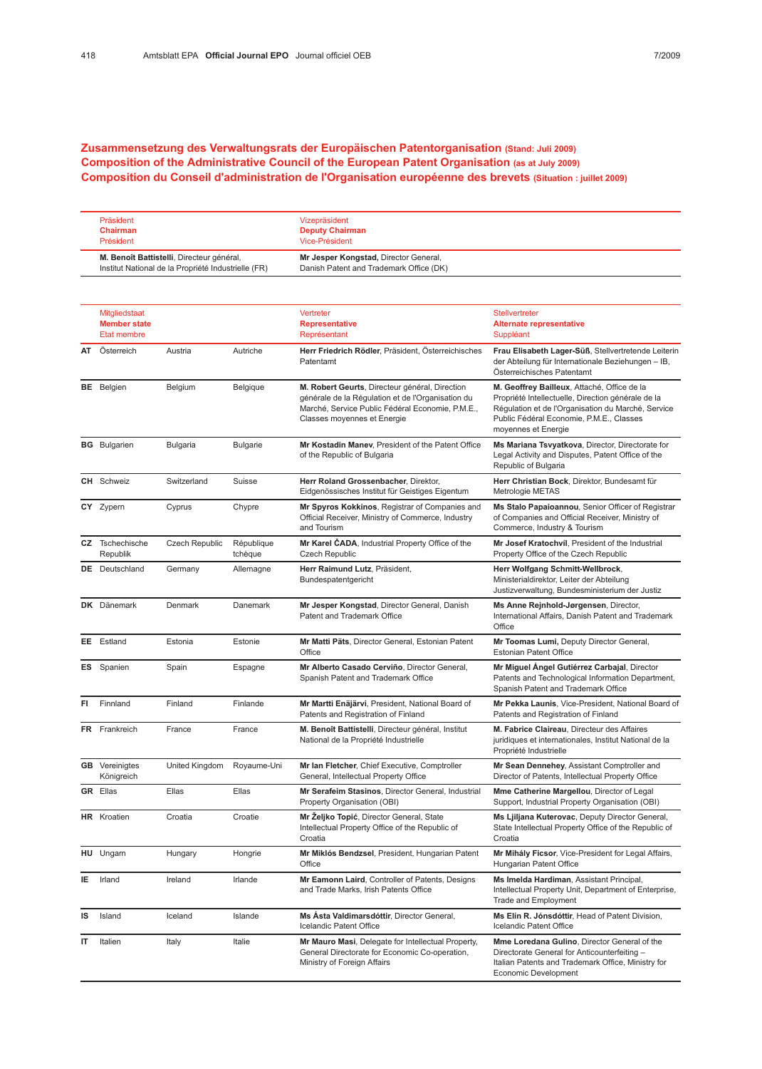# Zusammensetzung des Verwaltungsrats der Europäischen Patentorganisation (Stand: Juli 2009)
# Composition of the Administrative Council of the European Patent Organisation (as at July 2009)
# Composition du Conseil d'administration de l'Organisation européenne des brevets (Situation : juillet 2009)

| Präsident<br>**Chairman**<br>Président | Vizepräsident<br>**Deputy Chairman**<br>Vice-Président |
|---|---|
| **M. Benoît Battistelli**, Directeur général, Institut National de la Propriété Industrielle (FR) | **Mr Jesper Kongstad**, Director General, Danish Patent and Trademark Office (DK) |

| | Mitgliedstaat<br>**Member state**<br>Etat membre | | | Vertreter<br>**Representative**<br>Représentant | Stellvertreter<br>**Alternate representative**<br>Suppléant |
|---|---|---|---|---|---|
| **AT** | Österreich | Austria | Autriche | **Herr Friedrich Rödler**, Präsident, Österreichisches Patentamt | **Frau Elisabeth Lager-Süß**, Stellvertretende Leiterin der Abteilung für Internationale Beziehungen – IB, Österreichisches Patentamt |
| **BE** | Belgien | Belgium | Belgique | **M. Robert Geurts**, Directeur général, Direction générale de la Régulation et de l'Organisation du Marché, Service Public Fédéral Economie, P.M.E., Classes moyennes et Energie | **M. Geoffrey Bailleux**, Attaché, Office de la Propriété Intellectuelle, Direction générale de la Régulation et de l'Organisation du Marché, Service Public Fédéral Economie, P.M.E., Classes moyennes et Energie |
| **BG** | Bulgarien | Bulgaria | Bulgarie | **Mr Kostadin Manev**, President of the Patent Office of the Republic of Bulgaria | **Ms Mariana Tsvyatkova**, Director, Directorate for Legal Activity and Disputes, Patent Office of the Republic of Bulgaria |
| **CH** | Schweiz | Switzerland | Suisse | **Herr Roland Grossenbacher**, Direktor, Eidgenössisches Institut für Geistiges Eigentum | **Herr Christian Bock**, Direktor, Bundesamt für Metrologie METAS |
| **CY** | Zypern | Cyprus | Chypre | **Mr Spyros Kokkinos**, Registrar of Companies and Official Receiver, Ministry of Commerce, Industry and Tourism | **Ms Stalo Papaioannou**, Senior Officer of Registrar of Companies and Official Receiver, Ministry of Commerce, Industry & Tourism |
| **CZ** | Tschechische Republik | Czech Republic | République tchèque | **Mr Karel ČADA**, Industrial Property Office of the Czech Republic | **Mr Josef Kratochvíl**, President of the Industrial Property Office of the Czech Republic |
| **DE** | Deutschland | Germany | Allemagne | **Herr Raimund Lutz**, Präsident, Bundespatentgericht | **Herr Wolfgang Schmitt-Wellbrock**, Ministerialdirektor, Leiter der Abteilung Justizverwaltung, Bundesministerium der Justiz |
| **DK** | Dänemark | Denmark | Danemark | **Mr Jesper Kongstad**, Director General, Danish Patent and Trademark Office | **Ms Anne Rejnhold-Jørgensen**, Director, International Affairs, Danish Patent and Trademark Office |
| **EE** | Estland | Estonia | Estonie | **Mr Matti Päts**, Director General, Estonian Patent Office | **Mr Toomas Lumi**, Deputy Director General, Estonian Patent Office |
| **ES** | Spanien | Spain | Espagne | **Mr Alberto Casado Cerviño**, Director General, Spanish Patent and Trademark Office | **Mr Miguel Ángel Gutiérrez Carbajal**, Director Patents and Technological Information Department, Spanish Patent and Trademark Office |
| **FI** | Finnland | Finland | Finlande | **Mr Martti Enäjärvi**, President, National Board of Patents and Registration of Finland | **Mr Pekka Launis**, Vice-President, National Board of Patents and Registration of Finland |
| **FR** | Frankreich | France | France | **M. Benoît Battistelli**, Directeur général, Institut National de la Propriété Industrielle | **M. Fabrice Claireau**, Directeur des Affaires juridiques et internationales, Institut National de la Propriété Industrielle |
| **GB** | Vereinigtes Königreich | United Kingdom | Royaume-Uni | **Mr Ian Fletcher**, Chief Executive, Comptroller General, Intellectual Property Office | **Mr Sean Dennehey**, Assistant Comptroller and Director of Patents, Intellectual Property Office |
| **GR** | Ellas | Ellas | Ellas | **Mr Serafeim Stasinos**, Director General, Industrial Property Organisation (OBI) | **Mme Catherine Margellou**, Director of Legal Support, Industrial Property Organisation (OBI) |
| **HR** | Kroatien | Croatia | Croatie | **Mr Željko Topić**, Director General, State Intellectual Property Office of the Republic of Croatia | **Ms Ljiljana Kuterovac**, Deputy Director General, State Intellectual Property Office of the Republic of Croatia |
| **HU** | Ungarn | Hungary | Hongrie | **Mr Miklós Bendzsel**, President, Hungarian Patent Office | **Mr Mihály Ficsor**, Vice-President for Legal Affairs, Hungarian Patent Office |
| **IE** | Irland | Ireland | Irlande | **Mr Eamonn Laird**, Controller of Patents, Designs and Trade Marks, Irish Patents Office | **Ms Imelda Hardiman**, Assistant Principal, Intellectual Property Unit, Department of Enterprise, Trade and Employment |
| **IS** | Island | Iceland | Islande | **Ms Ásta Valdimarsdóttir**, Director General, Icelandic Patent Office | **Ms Elín R. Jónsdóttir**, Head of Patent Division, Icelandic Patent Office |
| **IT** | Italien | Italy | Italie | **Mr Mauro Masi**, Delegate for Intellectual Property, General Directorate for Economic Co-operation, Ministry of Foreign Affairs | **Mme Loredana Gulino**, Director General of the Directorate General for Anticounterfeiting – Italian Patents and Trademark Office, Ministry for Economic Development |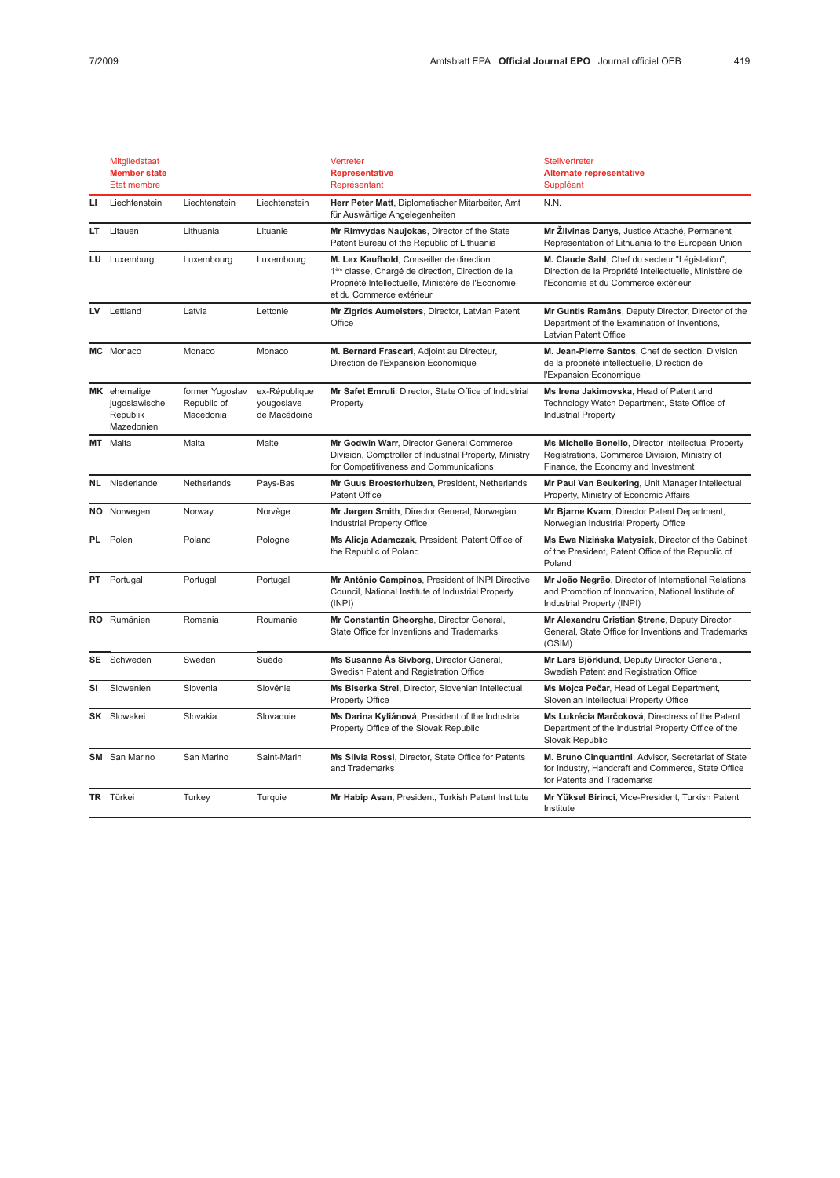| | Mitgliedstaat<br>**Member state**<br>Etat membre | | | Vertreter<br>**Representative**<br>Représentant | Stellvertreter<br>**Alternate representative**<br>Suppléant |
|---|---|---|---|---|---|
| **LI** | Liechtenstein | Liechtenstein | Liechtenstein | **Herr Peter Matt**, Diplomatischer Mitarbeiter, Amt für Auswärtige Angelegenheiten | N.N. |
| **LT** | Litauen | Lithuania | Lituanie | **Mr Rimvydas Naujokas**, Director of the State Patent Bureau of the Republic of Lithuania | **Mr Žilvinas Danys**, Justice Attaché, Permanent Representation of Lithuania to the European Union |
| **LU** | Luxemburg | Luxembourg | Luxembourg | **M. Lex Kaufhold**, Conseiller de direction 1ère classe, Chargé de direction, Direction de la Propriété Intellectuelle, Ministère de l'Economie et du Commerce extérieur | **M. Claude Sahl**, Chef du secteur "Législation", Direction de la Propriété Intellectuelle, Ministère de l'Economie et du Commerce extérieur |
| **LV** | Lettland | Latvia | Lettonie | **Mr Zigrids Aumeisters**, Director, Latvian Patent Office | **Mr Guntis Ramāns**, Deputy Director, Director of the Department of the Examination of Inventions, Latvian Patent Office |
| **MC** | Monaco | Monaco | Monaco | **M. Bernard Frascari**, Adjoint au Directeur, Direction de l'Expansion Economique | **M. Jean-Pierre Santos**, Chef de section, Division de la propriété intellectuelle, Direction de l'Expansion Economique |
| **MK** | ehemalige jugoslawische Republik Mazedonien | former Yugoslav Republic of Macedonia | ex-République yougoslave de Macédoine | **Mr Safet Emruli**, Director, State Office of Industrial Property | **Ms Irena Jakimovska**, Head of Patent and Technology Watch Department, State Office of Industrial Property |
| **MT** | Malta | Malta | Malte | **Mr Godwin Warr**, Director General Commerce Division, Comptroller of Industrial Property, Ministry for Competitiveness and Communications | **Ms Michelle Bonello**, Director Intellectual Property Registrations, Commerce Division, Ministry of Finance, the Economy and Investment |
| **NL** | Niederlande | Netherlands | Pays-Bas | **Mr Guus Broesterhuizen**, President, Netherlands Patent Office | **Mr Paul Van Beukering**, Unit Manager Intellectual Property, Ministry of Economic Affairs |
| **NO** | Norwegen | Norway | Norvège | **Mr Jørgen Smith**, Director General, Norwegian Industrial Property Office | **Mr Bjarne Kvam**, Director Patent Department, Norwegian Industrial Property Office |
| **PL** | Polen | Poland | Pologne | **Ms Alicja Adamczak**, President, Patent Office of the Republic of Poland | **Ms Ewa Nizińska Matysiak**, Director of the Cabinet of the President, Patent Office of the Republic of Poland |
| **PT** | Portugal | Portugal | Portugal | **Mr António Campinos**, President of INPI Directive Council, National Institute of Industrial Property (INPI) | **Mr João Negrão**, Director of International Relations and Promotion of Innovation, National Institute of Industrial Property (INPI) |
| **RO** | Rumänien | Romania | Roumanie | **Mr Constantin Gheorghe**, Director General, State Office for Inventions and Trademarks | **Mr Alexandru Cristian Ştrenc**, Deputy Director General, State Office for Inventions and Trademarks (OSIM) |
| **SE** | Schweden | Sweden | Suède | **Ms Susanne Ås Sivborg**, Director General, Swedish Patent and Registration Office | **Mr Lars Björklund**, Deputy Director General, Swedish Patent and Registration Office |
| **SI** | Slowenien | Slovenia | Slovénie | **Ms Biserka Strel**, Director, Slovenian Intellectual Property Office | **Ms Mojca Pečar**, Head of Legal Department, Slovenian Intellectual Property Office |
| **SK** | Slowakei | Slovakia | Slovaquie | **Ms Darina Kyliánová**, President of the Industrial Property Office of the Slovak Republic | **Ms Lukrécia Marčoková**, Directress of the Patent Department of the Industrial Property Office of the Slovak Republic |
| **SM** | San Marino | San Marino | Saint-Marin | **Ms Silvia Rossi**, Director, State Office for Patents and Trademarks | **M. Bruno Cinquantini**, Advisor, Secretariat of State for Industry, Handcraft and Commerce, State Office for Patents and Trademarks |
| **TR** | Türkei | Turkey | Turquie | **Mr Habip Asan**, President, Turkish Patent Institute | **Mr Yüksel Birinci**, Vice-President, Turkish Patent Institute |